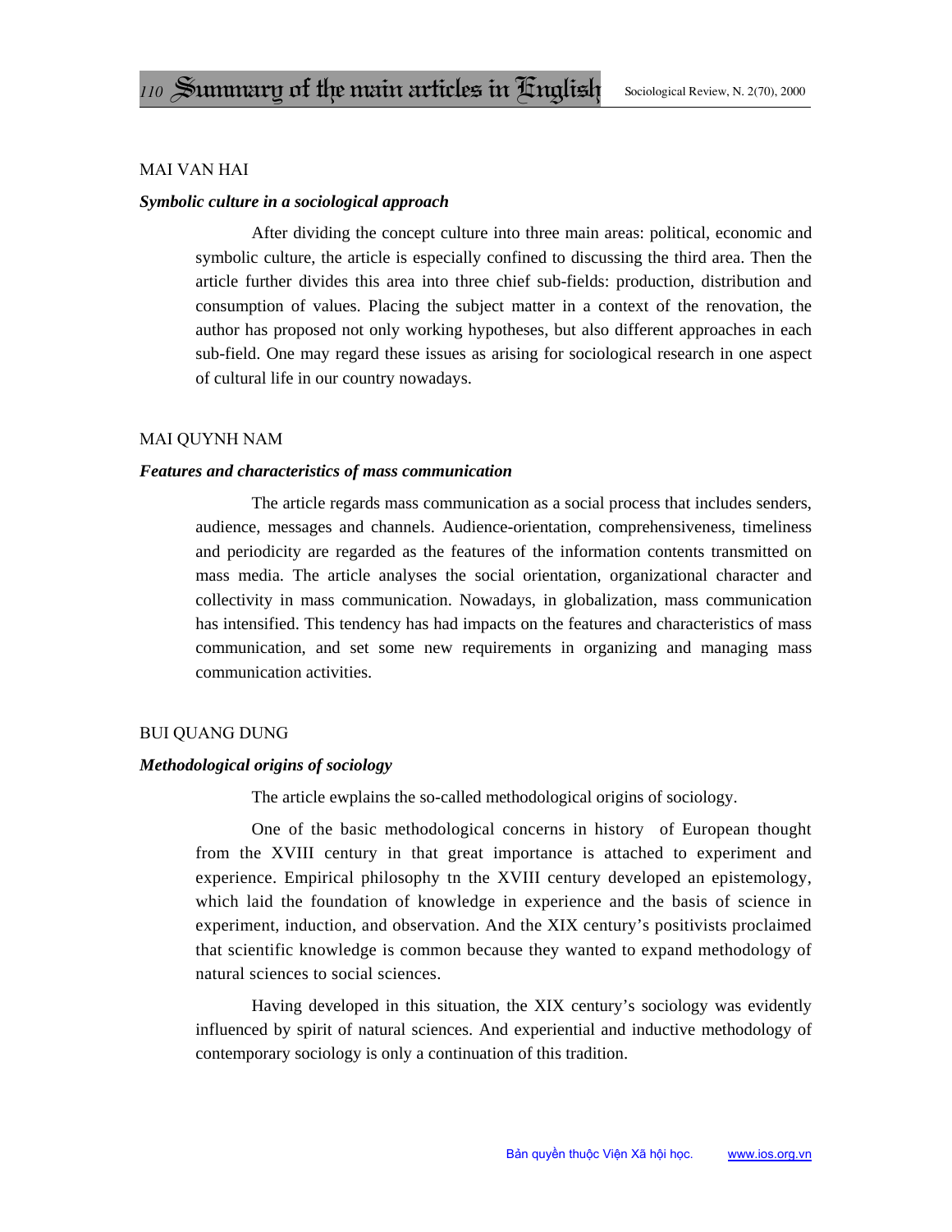# Summary of the main articles in English

MAI VAN HAI

***Symbolic culture in a sociological approach***

After dividing the concept culture into three main areas: political, economic and symbolic culture, the article is especially confined to discussing the third area. Then the article further divides this area into three chief sub-fields: production, distribution and consumption of values. Placing the subject matter in a context of the renovation, the author has proposed not only working hypotheses, but also different approaches in each sub-field. One may regard these issues as arising for sociological research in one aspect of cultural life in our country nowadays.

MAI QUYNH NAM

***Features and characteristics of mass communication***

The article regards mass communication as a social process that includes senders, audience, messages and channels. Audience-orientation, comprehensiveness, timeliness and periodicity are regarded as the features of the information contents transmitted on mass media. The article analyses the social orientation, organizational character and collectivity in mass communication. Nowadays, in globalization, mass communication has intensified. This tendency has had impacts on the features and characteristics of mass communication, and set some new requirements in organizing and managing mass communication activities.

BUI QUANG DUNG

***Methodological origins of sociology***

The article ewplains the so-called methodological origins of sociology.

One of the basic methodological concerns in history of European thought from the XVIII century in that great importance is attached to experiment and experience. Empirical philosophy tn the XVIII century developed an epistemology, which laid the foundation of knowledge in experience and the basis of science in experiment, induction, and observation. And the XIX century's positivists proclaimed that scientific knowledge is common because they wanted to expand methodology of natural sciences to social sciences.

Having developed in this situation, the XIX century's sociology was evidently influenced by spirit of natural sciences. And experiential and inductive methodology of contemporary sociology is only a continuation of this tradition.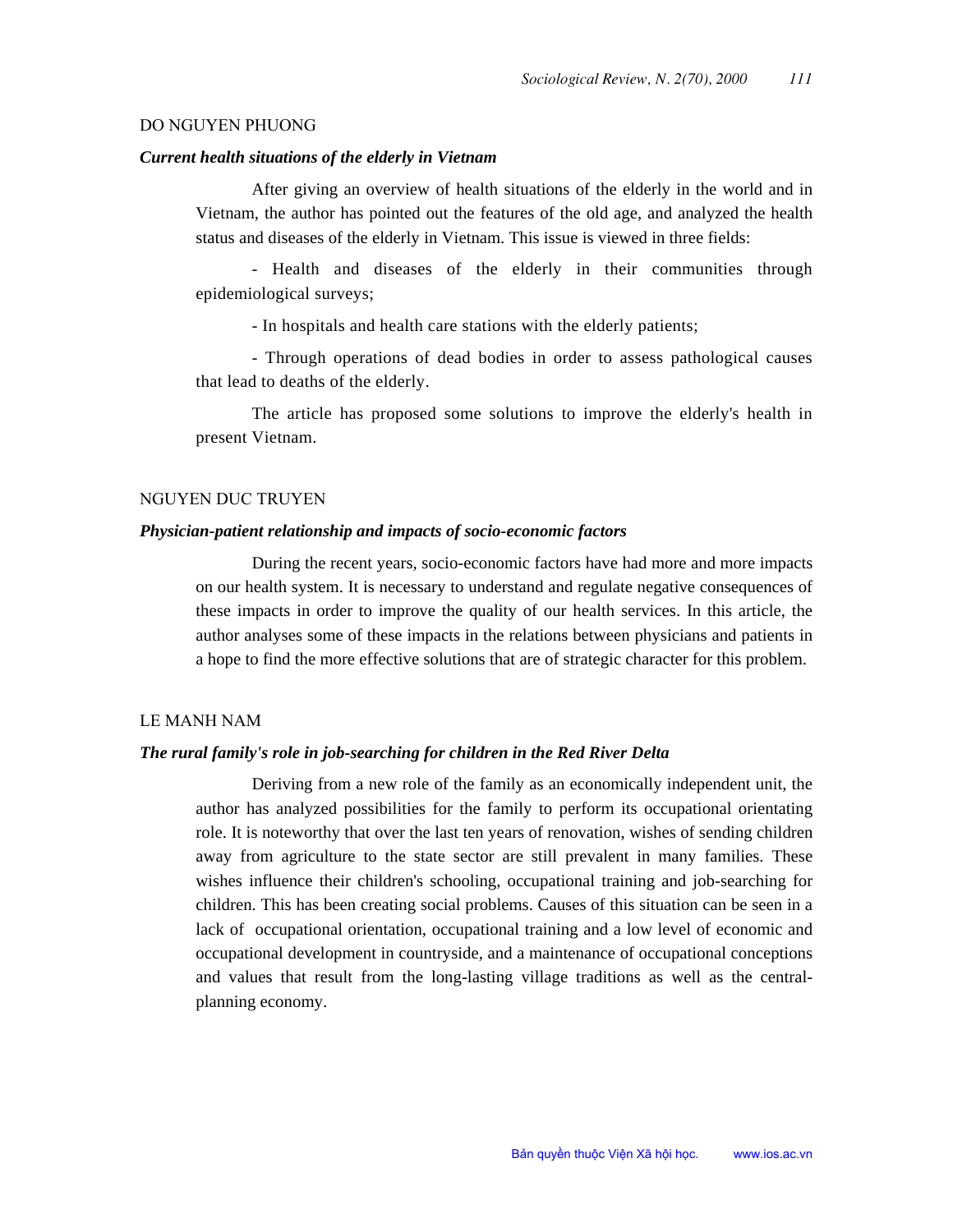DO NGUYEN PHUONG

***Current health situations of the elderly in Vietnam***

After giving an overview of health situations of the elderly in the world and in Vietnam, the author has pointed out the features of the old age, and analyzed the health status and diseases of the elderly in Vietnam. This issue is viewed in three fields:

- Health and diseases of the elderly in their communities through epidemiological surveys;

- In hospitals and health care stations with the elderly patients;

- Through operations of dead bodies in order to assess pathological causes that lead to deaths of the elderly.

The article has proposed some solutions to improve the elderly's health in present Vietnam.

NGUYEN DUC TRUYEN

***Physician-patient relationship and impacts of socio-economic factors***

During the recent years, socio-economic factors have had more and more impacts on our health system. It is necessary to understand and regulate negative consequences of these impacts in order to improve the quality of our health services. In this article, the author analyses some of these impacts in the relations between physicians and patients in a hope to find the more effective solutions that are of strategic character for this problem.

LE MANH NAM

***The rural family's role in job-searching for children in the Red River Delta***

Deriving from a new role of the family as an economically independent unit, the author has analyzed possibilities for the family to perform its occupational orientating role. It is noteworthy that over the last ten years of renovation, wishes of sending children away from agriculture to the state sector are still prevalent in many families. These wishes influence their children's schooling, occupational training and job-searching for children. This has been creating social problems. Causes of this situation can be seen in a lack of occupational orientation, occupational training and a low level of economic and occupational development in countryside, and a maintenance of occupational conceptions and values that result from the long-lasting village traditions as well as the central-planning economy.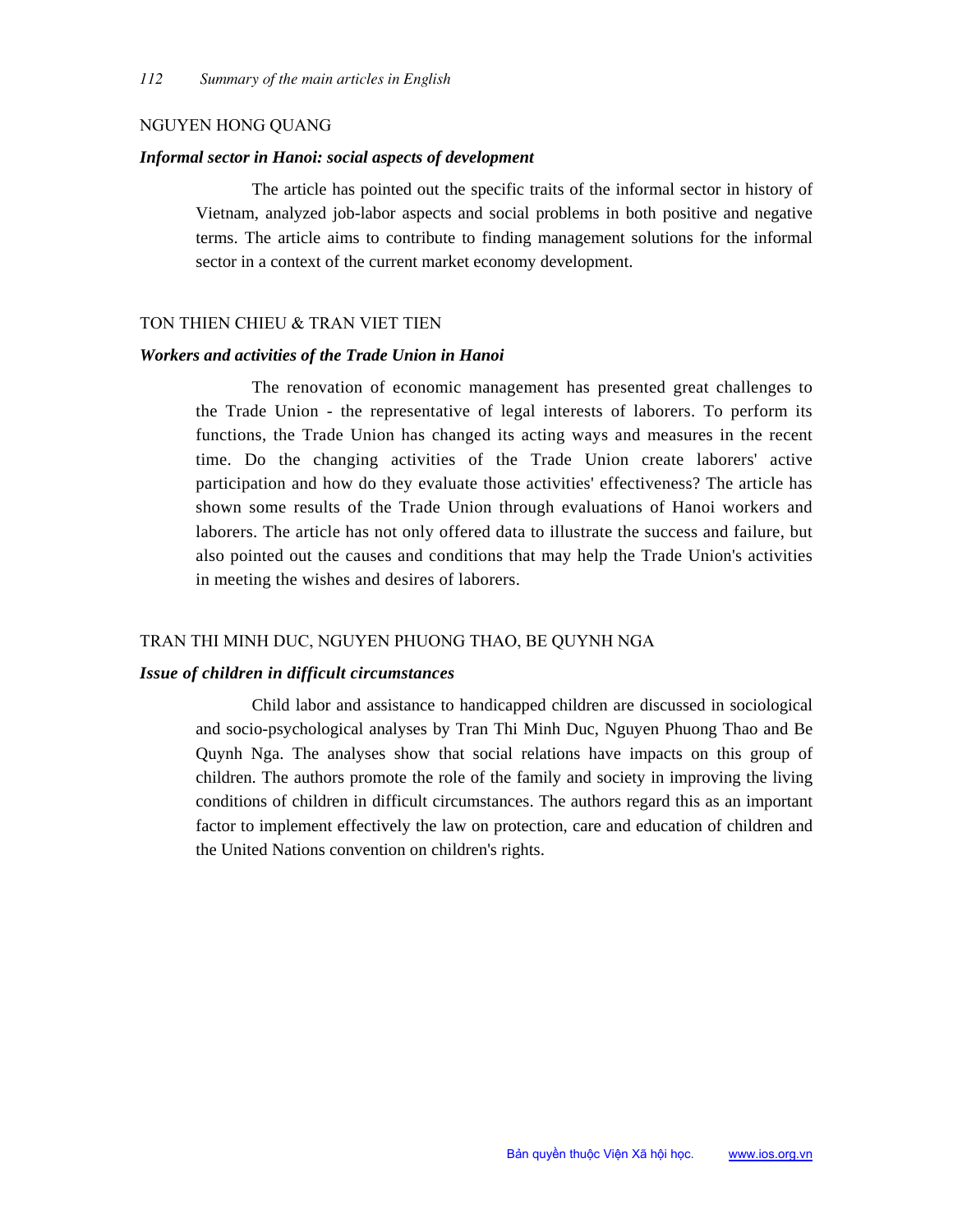NGUYEN HONG QUANG

***Informal sector in Hanoi: social aspects of development***

The article has pointed out the specific traits of the informal sector in history of Vietnam, analyzed job-labor aspects and social problems in both positive and negative terms. The article aims to contribute to finding management solutions for the informal sector in a context of the current market economy development.

TON THIEN CHIEU & TRAN VIET TIEN

***Workers and activities of the Trade Union in Hanoi***

The renovation of economic management has presented great challenges to the Trade Union - the representative of legal interests of laborers. To perform its functions, the Trade Union has changed its acting ways and measures in the recent time. Do the changing activities of the Trade Union create laborers' active participation and how do they evaluate those activities' effectiveness? The article has shown some results of the Trade Union through evaluations of Hanoi workers and laborers. The article has not only offered data to illustrate the success and failure, but also pointed out the causes and conditions that may help the Trade Union's activities in meeting the wishes and desires of laborers.

TRAN THI MINH DUC, NGUYEN PHUONG THAO, BE QUYNH NGA

***Issue of children in difficult circumstances***

Child labor and assistance to handicapped children are discussed in sociological and socio-psychological analyses by Tran Thi Minh Duc, Nguyen Phuong Thao and Be Quynh Nga. The analyses show that social relations have impacts on this group of children. The authors promote the role of the family and society in improving the living conditions of children in difficult circumstances. The authors regard this as an important factor to implement effectively the law on protection, care and education of children and the United Nations convention on children's rights.